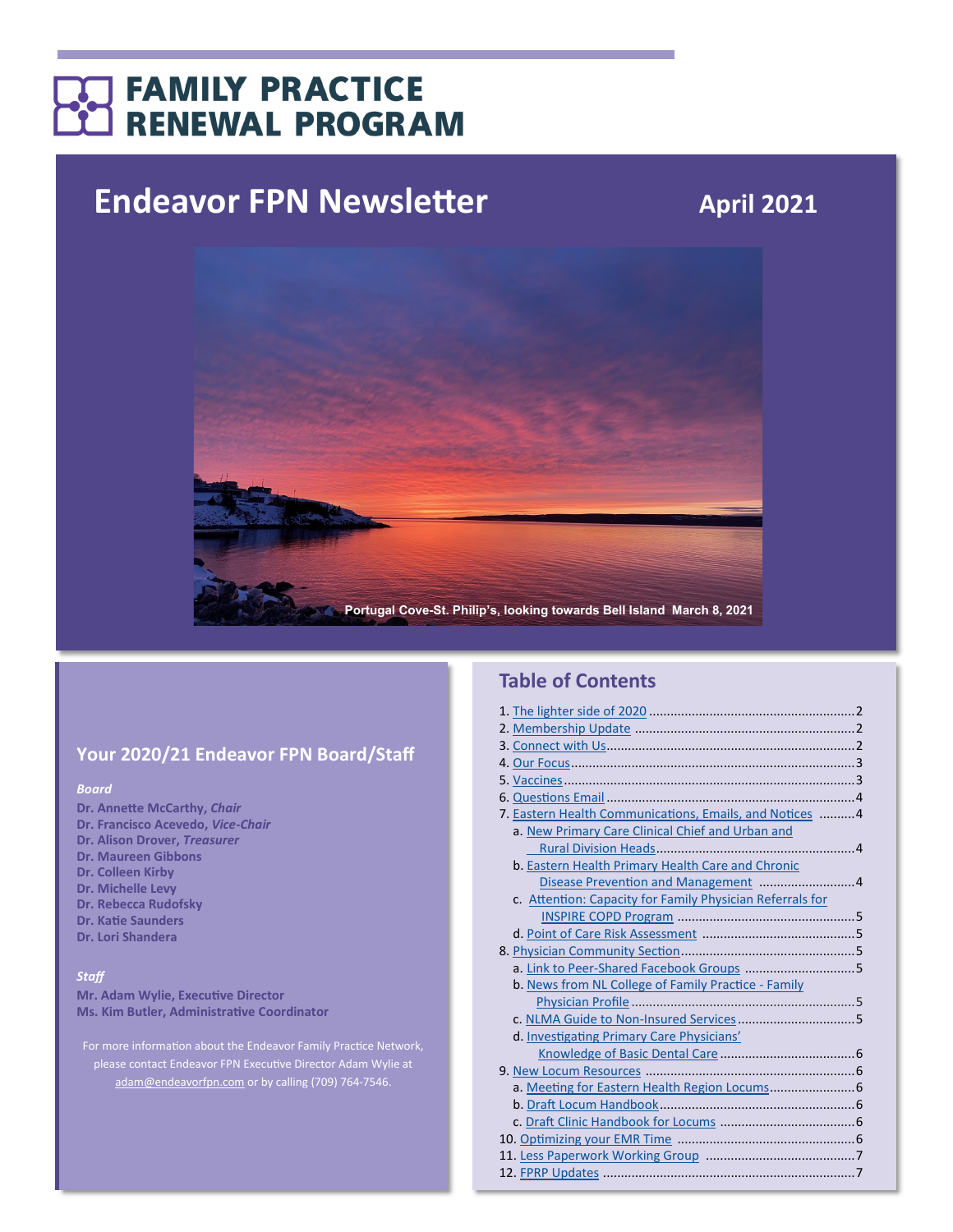# FAMILY PRACTICE RENEWAL PROGRAM

## Endeavor FPN Newsletter

**April 2021**

Portugal Cove-St. Philip's, looking towards Bell Island March 8, 2021

### Your 2020/21 Endeavor FPN Board/Staff

***Board***

**Dr. Annette McCarthy, *Chair***
**Dr. Francisco Acevedo, *Vice-Chair***
**Dr. Alison Drover, *Treasurer***
**Dr. Maureen Gibbons**
**Dr. Colleen Kirby**
**Dr. Michelle Levy**
**Dr. Rebecca Rudofsky**
**Dr. Katie Saunders**
**Dr. Lori Shandera**

***Staff***

**Mr. Adam Wylie, Executive Director**
**Ms. Kim Butler, Administrative Coordinator**

For more information about the Endeavor Family Practice Network, please contact Endeavor FPN Executive Director Adam Wylie at adam@endeavorfpn.com or by calling (709) 764-7546.

### Table of Contents

1. The lighter side of 2020 ..... 2
2. Membership Update ..... 2
3. Connect with Us ..... 2
4. Our Focus ..... 3
5. Vaccines ..... 3
6. Questions Email ..... 4
7. Eastern Health Communications, Emails, and Notices ..... 4
   a. New Primary Care Clinical Chief and Urban and Rural Division Heads ..... 4
   b. Eastern Health Primary Health Care and Chronic Disease Prevention and Management ..... 4
   c. Attention: Capacity for Family Physician Referrals for INSPIRE COPD Program ..... 5
   d. Point of Care Risk Assessment ..... 5
8. Physician Community Section ..... 5
   a. Link to Peer-Shared Facebook Groups ..... 5
   b. News from NL College of Family Practice - Family Physician Profile ..... 5
   c. NLMA Guide to Non-Insured Services ..... 5
   d. Investigating Primary Care Physicians' Knowledge of Basic Dental Care ..... 6
9. New Locum Resources ..... 6
   a. Meeting for Eastern Health Region Locums ..... 6
   b. Draft Locum Handbook ..... 6
   c. Draft Clinic Handbook for Locums ..... 6
10. Optimizing your EMR Time ..... 6
11. Less Paperwork Working Group ..... 7
12. FPRP Updates ..... 7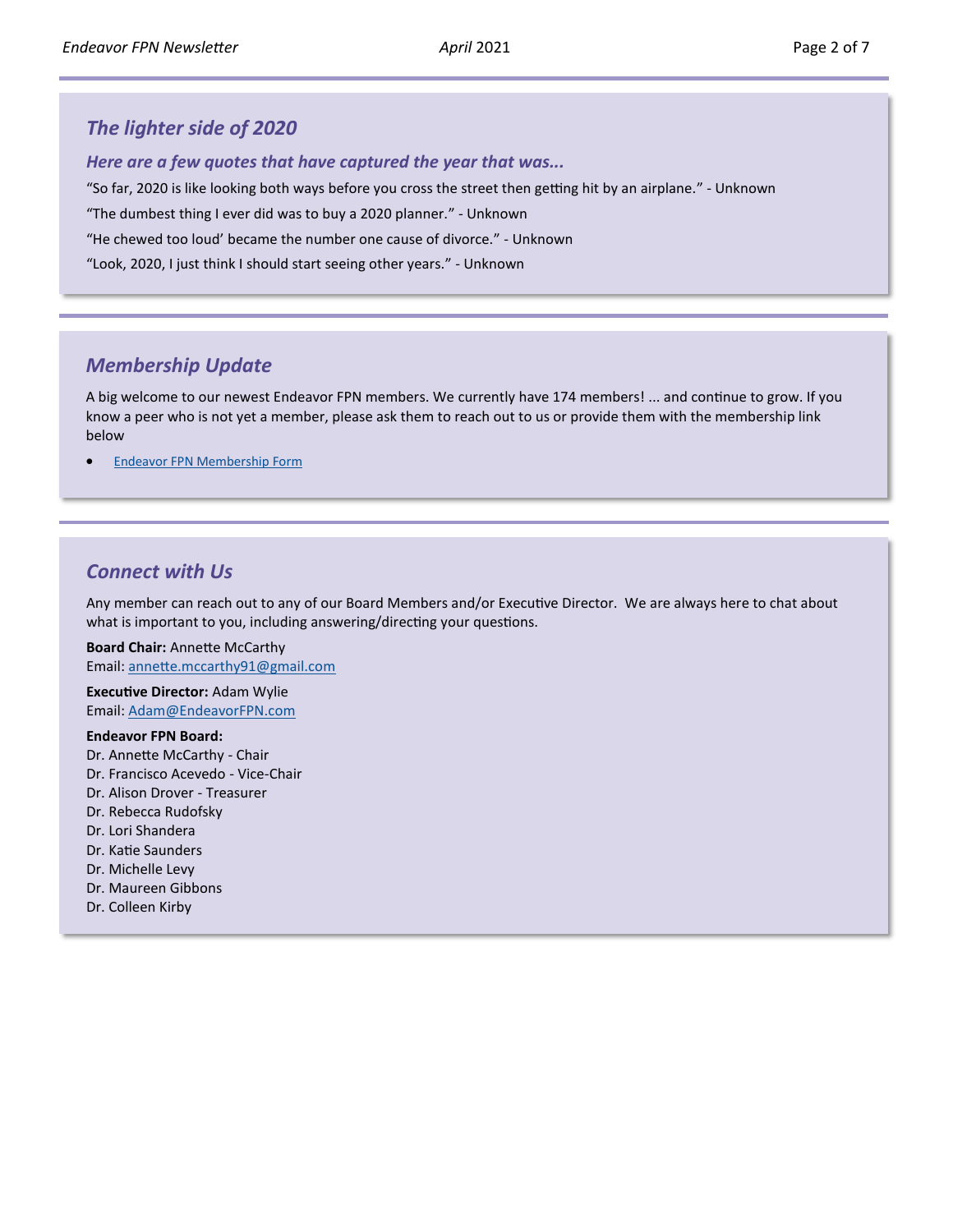## *The lighter side of 2020*

### *Here are a few quotes that have captured the year that was...*

"So far, 2020 is like looking both ways before you cross the street then getting hit by an airplane." - Unknown

"The dumbest thing I ever did was to buy a 2020 planner." - Unknown

"He chewed too loud' became the number one cause of divorce." - Unknown

"Look, 2020, I just think I should start seeing other years." - Unknown

## *Membership Update*

A big welcome to our newest Endeavor FPN members. We currently have 174 members! ... and continue to grow. If you know a peer who is not yet a member, please ask them to reach out to us or provide them with the membership link below

- Endeavor FPN Membership Form

## *Connect with Us*

Any member can reach out to any of our Board Members and/or Executive Director. We are always here to chat about what is important to you, including answering/directing your questions.

**Board Chair:** Annette McCarthy
Email: annette.mccarthy91@gmail.com

**Executive Director:** Adam Wylie
Email: Adam@EndeavorFPN.com

**Endeavor FPN Board:**
Dr. Annette McCarthy - Chair
Dr. Francisco Acevedo - Vice-Chair
Dr. Alison Drover - Treasurer
Dr. Rebecca Rudofsky
Dr. Lori Shandera
Dr. Katie Saunders
Dr. Michelle Levy
Dr. Maureen Gibbons
Dr. Colleen Kirby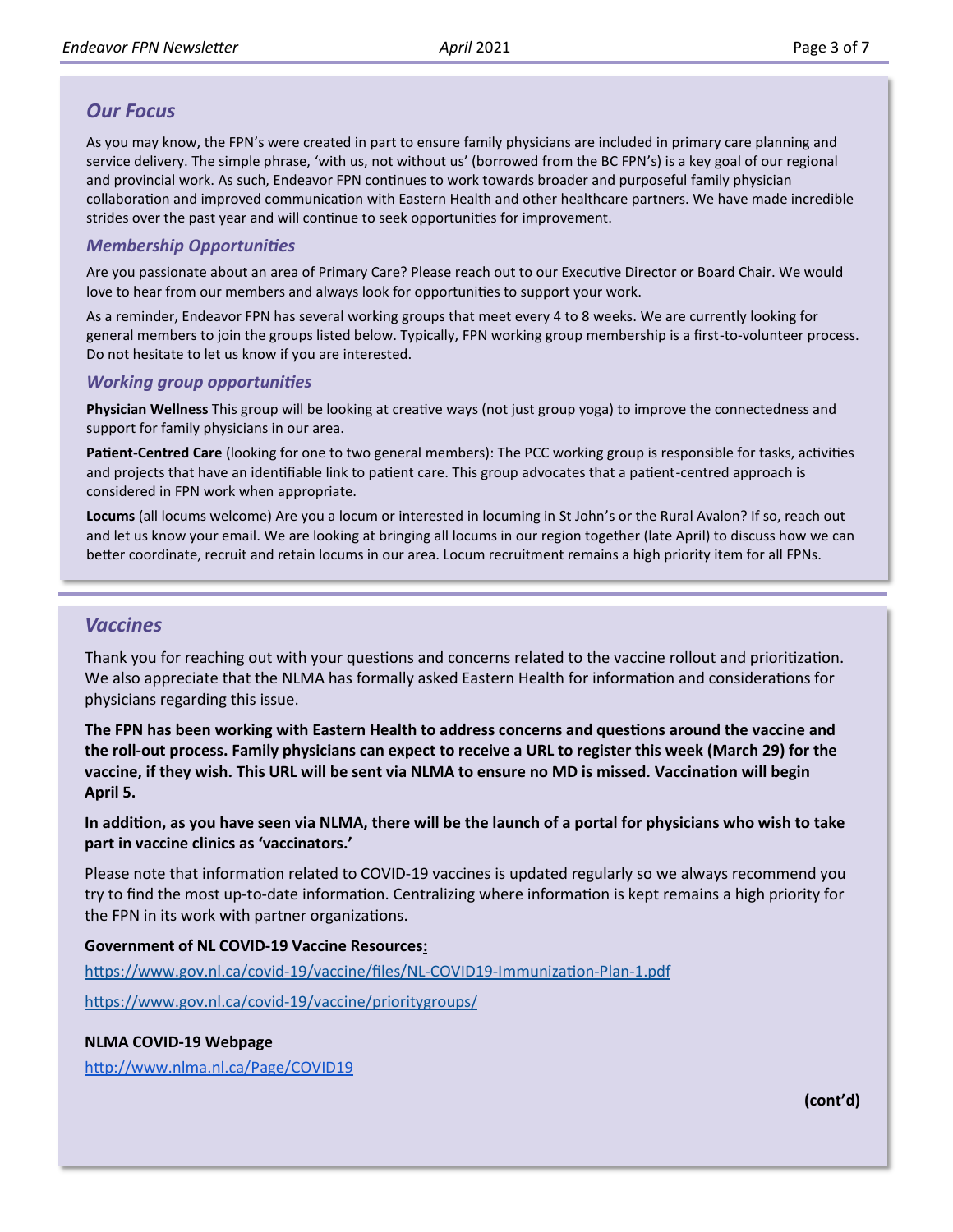## *Our Focus*

As you may know, the FPN's were created in part to ensure family physicians are included in primary care planning and service delivery. The simple phrase, 'with us, not without us' (borrowed from the BC FPN's) is a key goal of our regional and provincial work. As such, Endeavor FPN continues to work towards broader and purposeful family physician collaboration and improved communication with Eastern Health and other healthcare partners. We have made incredible strides over the past year and will continue to seek opportunities for improvement.

### *Membership Opportunities*

Are you passionate about an area of Primary Care? Please reach out to our Executive Director or Board Chair. We would love to hear from our members and always look for opportunities to support your work.

As a reminder, Endeavor FPN has several working groups that meet every 4 to 8 weeks. We are currently looking for general members to join the groups listed below. Typically, FPN working group membership is a first-to-volunteer process. Do not hesitate to let us know if you are interested.

### *Working group opportunities*

**Physician Wellness** This group will be looking at creative ways (not just group yoga) to improve the connectedness and support for family physicians in our area.

**Patient-Centred Care** (looking for one to two general members): The PCC working group is responsible for tasks, activities and projects that have an identifiable link to patient care. This group advocates that a patient-centred approach is considered in FPN work when appropriate.

**Locums** (all locums welcome) Are you a locum or interested in locuming in St John's or the Rural Avalon? If so, reach out and let us know your email. We are looking at bringing all locums in our region together (late April) to discuss how we can better coordinate, recruit and retain locums in our area. Locum recruitment remains a high priority item for all FPNs.

## *Vaccines*

Thank you for reaching out with your questions and concerns related to the vaccine rollout and prioritization. We also appreciate that the NLMA has formally asked Eastern Health for information and considerations for physicians regarding this issue.

**The FPN has been working with Eastern Health to address concerns and questions around the vaccine and the roll-out process. Family physicians can expect to receive a URL to register this week (March 29) for the vaccine, if they wish. This URL will be sent via NLMA to ensure no MD is missed. Vaccination will begin April 5.**

**In addition, as you have seen via NLMA, there will be the launch of a portal for physicians who wish to take part in vaccine clinics as 'vaccinators.'**

Please note that information related to COVID-19 vaccines is updated regularly so we always recommend you try to find the most up-to-date information. Centralizing where information is kept remains a high priority for the FPN in its work with partner organizations.

**Government of NL COVID-19 Vaccine Resources:**

https://www.gov.nl.ca/covid-19/vaccine/files/NL-COVID19-Immunization-Plan-1.pdf

https://www.gov.nl.ca/covid-19/vaccine/prioritygroups/

**NLMA COVID-19 Webpage**

http://www.nlma.nl.ca/Page/COVID19

**(cont'd)**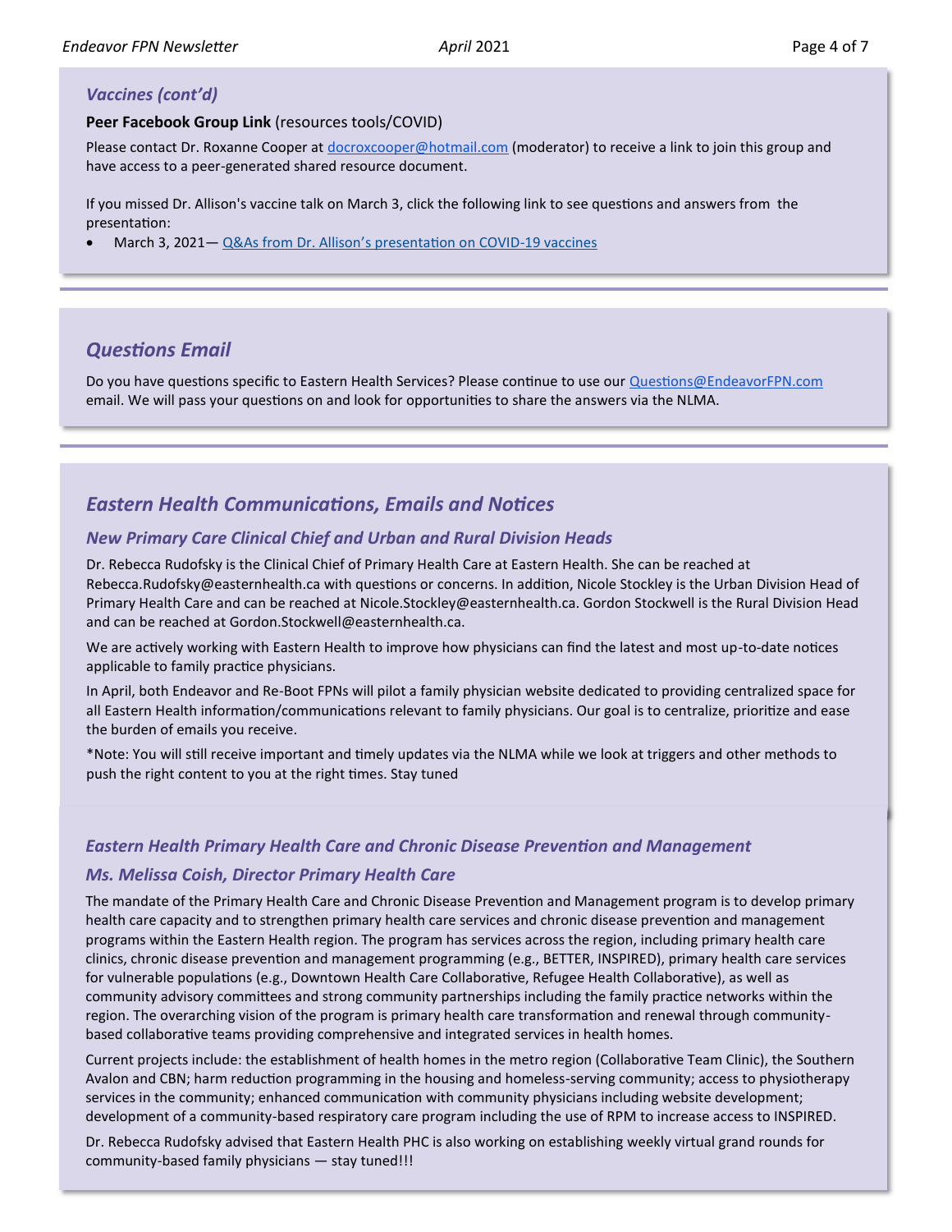## *Vaccines (cont'd)*

**Peer Facebook Group Link** (resources tools/COVID)

Please contact Dr. Roxanne Cooper at [docroxcooper@hotmail.com](mailto:docroxcooper@hotmail.com) (moderator) to receive a link to join this group and have access to a peer-generated shared resource document.

If you missed Dr. Allison's vaccine talk on March 3, click the following link to see questions and answers from the presentation:

- March 3, 2021— [Q&As from Dr. Allison's presentation on COVID-19 vaccines]()

---

## *Questions Email*

Do you have questions specific to Eastern Health Services? Please continue to use our [Questions@EndeavorFPN.com](mailto:Questions@EndeavorFPN.com) email. We will pass your questions on and look for opportunities to share the answers via the NLMA.

---

## *Eastern Health Communications, Emails and Notices*

### *New Primary Care Clinical Chief and Urban and Rural Division Heads*

Dr. Rebecca Rudofsky is the Clinical Chief of Primary Health Care at Eastern Health. She can be reached at Rebecca.Rudofsky@easternhealth.ca with questions or concerns. In addition, Nicole Stockley is the Urban Division Head of Primary Health Care and can be reached at Nicole.Stockley@easternhealth.ca. Gordon Stockwell is the Rural Division Head and can be reached at Gordon.Stockwell@easternhealth.ca.

We are actively working with Eastern Health to improve how physicians can find the latest and most up-to-date notices applicable to family practice physicians.

In April, both Endeavor and Re-Boot FPNs will pilot a family physician website dedicated to providing centralized space for all Eastern Health information/communications relevant to family physicians. Our goal is to centralize, prioritize and ease the burden of emails you receive.

*Note: You will still receive important and timely updates via the NLMA while we look at triggers and other methods to push the right content to you at the right times. Stay tuned

### *Eastern Health Primary Health Care and Chronic Disease Prevention and Management*

### *Ms. Melissa Coish, Director Primary Health Care*

The mandate of the Primary Health Care and Chronic Disease Prevention and Management program is to develop primary health care capacity and to strengthen primary health care services and chronic disease prevention and management programs within the Eastern Health region. The program has services across the region, including primary health care clinics, chronic disease prevention and management programming (e.g., BETTER, INSPIRED), primary health care services for vulnerable populations (e.g., Downtown Health Care Collaborative, Refugee Health Collaborative), as well as community advisory committees and strong community partnerships including the family practice networks within the region. The overarching vision of the program is primary health care transformation and renewal through community-based collaborative teams providing comprehensive and integrated services in health homes.

Current projects include: the establishment of health homes in the metro region (Collaborative Team Clinic), the Southern Avalon and CBN; harm reduction programming in the housing and homeless-serving community; access to physiotherapy services in the community; enhanced communication with community physicians including website development; development of a community-based respiratory care program including the use of RPM to increase access to INSPIRED.

Dr. Rebecca Rudofsky advised that Eastern Health PHC is also working on establishing weekly virtual grand rounds for community-based family physicians — stay tuned!!!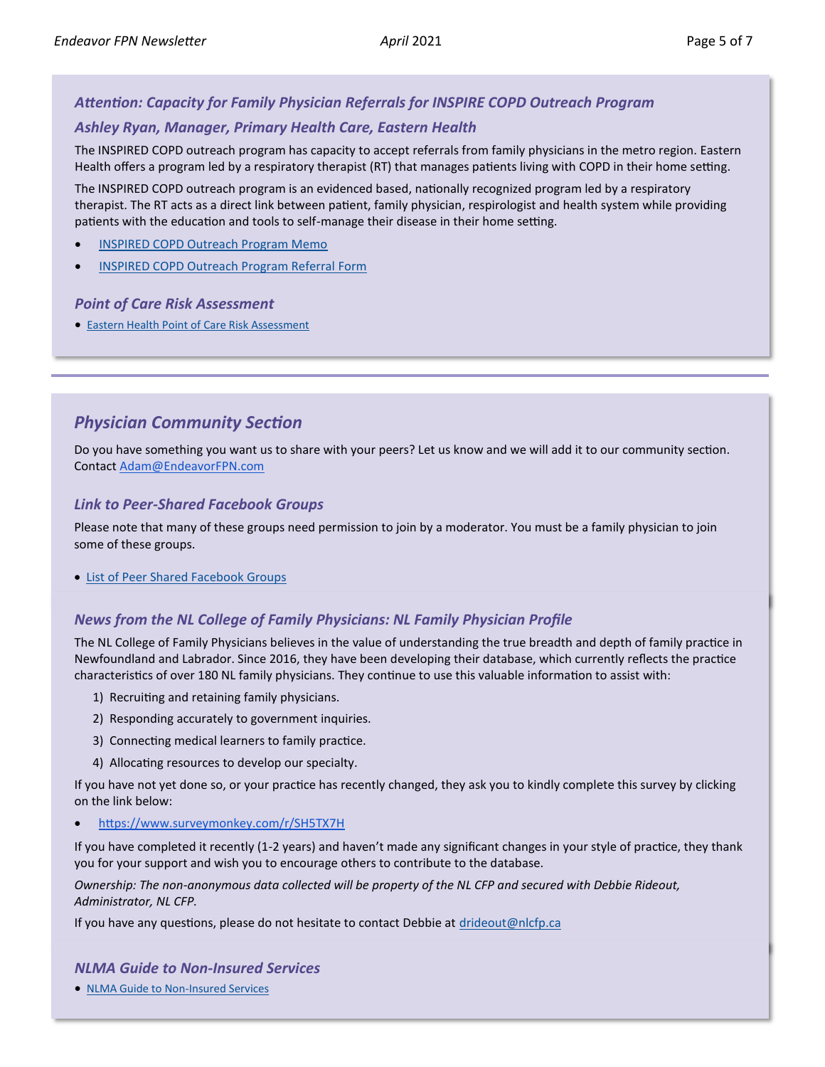### *Attention: Capacity for Family Physician Referrals for INSPIRE COPD Outreach Program*

### *Ashley Ryan, Manager, Primary Health Care, Eastern Health*

The INSPIRED COPD outreach program has capacity to accept referrals from family physicians in the metro region. Eastern Health offers a program led by a respiratory therapist (RT) that manages patients living with COPD in their home setting.

The INSPIRED COPD outreach program is an evidenced based, nationally recognized program led by a respiratory therapist. The RT acts as a direct link between patient, family physician, respirologist and health system while providing patients with the education and tools to self-manage their disease in their home setting.

- INSPIRED COPD Outreach Program Memo
- INSPIRED COPD Outreach Program Referral Form

### *Point of Care Risk Assessment*

- Eastern Health Point of Care Risk Assessment

---

## *Physician Community Section*

Do you have something you want us to share with your peers? Let us know and we will add it to our community section. Contact Adam@EndeavorFPN.com

### *Link to Peer-Shared Facebook Groups*

Please note that many of these groups need permission to join by a moderator. You must be a family physician to join some of these groups.

- List of Peer Shared Facebook Groups

### *News from the NL College of Family Physicians: NL Family Physician Profile*

The NL College of Family Physicians believes in the value of understanding the true breadth and depth of family practice in Newfoundland and Labrador. Since 2016, they have been developing their database, which currently reflects the practice characteristics of over 180 NL family physicians. They continue to use this valuable information to assist with:

1) Recruiting and retaining family physicians.
2) Responding accurately to government inquiries.
3) Connecting medical learners to family practice.
4) Allocating resources to develop our specialty.

If you have not yet done so, or your practice has recently changed, they ask you to kindly complete this survey by clicking on the link below:

- https://www.surveymonkey.com/r/SH5TX7H

If you have completed it recently (1-2 years) and haven't made any significant changes in your style of practice, they thank you for your support and wish you to encourage others to contribute to the database.

*Ownership: The non-anonymous data collected will be property of the NL CFP and secured with Debbie Rideout, Administrator, NL CFP.*

If you have any questions, please do not hesitate to contact Debbie at drideout@nlcfp.ca

### *NLMA Guide to Non-Insured Services*

- NLMA Guide to Non-Insured Services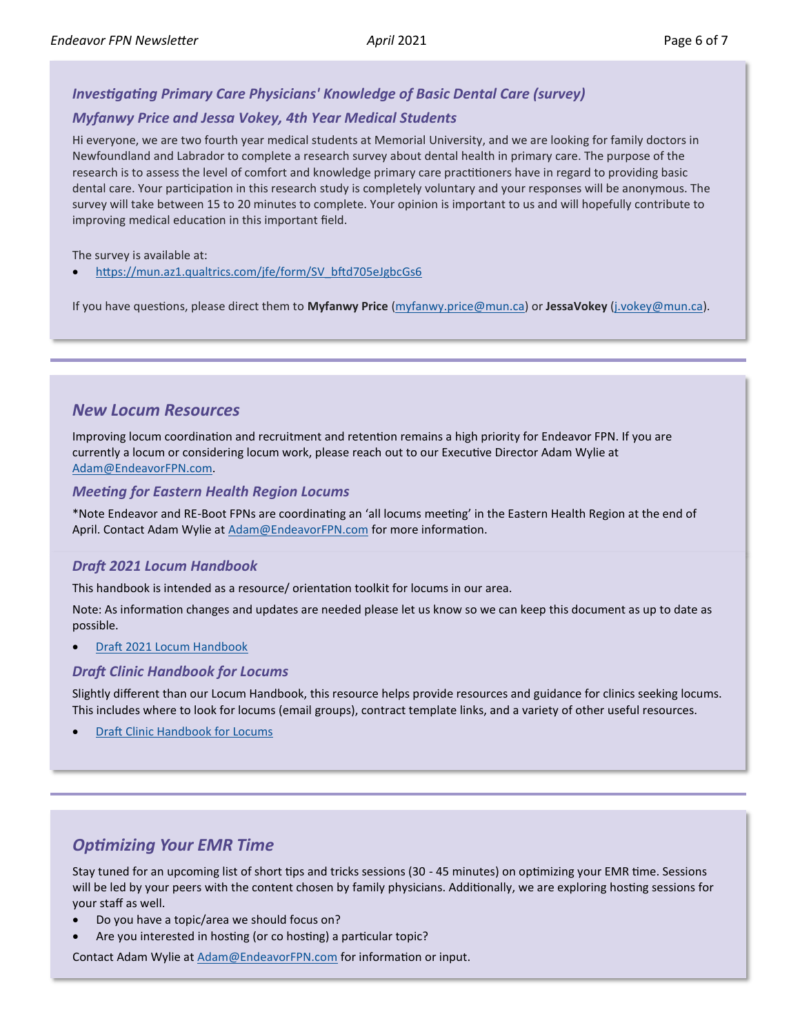### *Investigating Primary Care Physicians' Knowledge of Basic Dental Care (survey)*

### *Myfanwy Price and Jessa Vokey, 4th Year Medical Students*

Hi everyone, we are two fourth year medical students at Memorial University, and we are looking for family doctors in Newfoundland and Labrador to complete a research survey about dental health in primary care. The purpose of the research is to assess the level of comfort and knowledge primary care practitioners have in regard to providing basic dental care. Your participation in this research study is completely voluntary and your responses will be anonymous. The survey will take between 15 to 20 minutes to complete. Your opinion is important to us and will hopefully contribute to improving medical education in this important field.

The survey is available at:

- https://mun.az1.qualtrics.com/jfe/form/SV_bftd705eJgbcGs6

If you have questions, please direct them to **Myfanwy Price** (myfanwy.price@mun.ca) or **JessaVokey** (j.vokey@mun.ca).

---

## *New Locum Resources*

Improving locum coordination and recruitment and retention remains a high priority for Endeavor FPN. If you are currently a locum or considering locum work, please reach out to our Executive Director Adam Wylie at Adam@EndeavorFPN.com.

### *Meeting for Eastern Health Region Locums*

*Note Endeavor and RE-Boot FPNs are coordinating an 'all locums meeting' in the Eastern Health Region at the end of April. Contact Adam Wylie at Adam@EndeavorFPN.com for more information.

### *Draft 2021 Locum Handbook*

This handbook is intended as a resource/ orientation toolkit for locums in our area.

Note: As information changes and updates are needed please let us know so we can keep this document as up to date as possible.

- Draft 2021 Locum Handbook

### *Draft Clinic Handbook for Locums*

Slightly different than our Locum Handbook, this resource helps provide resources and guidance for clinics seeking locums. This includes where to look for locums (email groups), contract template links, and a variety of other useful resources.

- Draft Clinic Handbook for Locums

---

## *Optimizing Your EMR Time*

Stay tuned for an upcoming list of short tips and tricks sessions (30 - 45 minutes) on optimizing your EMR time. Sessions will be led by your peers with the content chosen by family physicians. Additionally, we are exploring hosting sessions for your staff as well.

- Do you have a topic/area we should focus on?
- Are you interested in hosting (or co hosting) a particular topic?

Contact Adam Wylie at Adam@EndeavorFPN.com for information or input.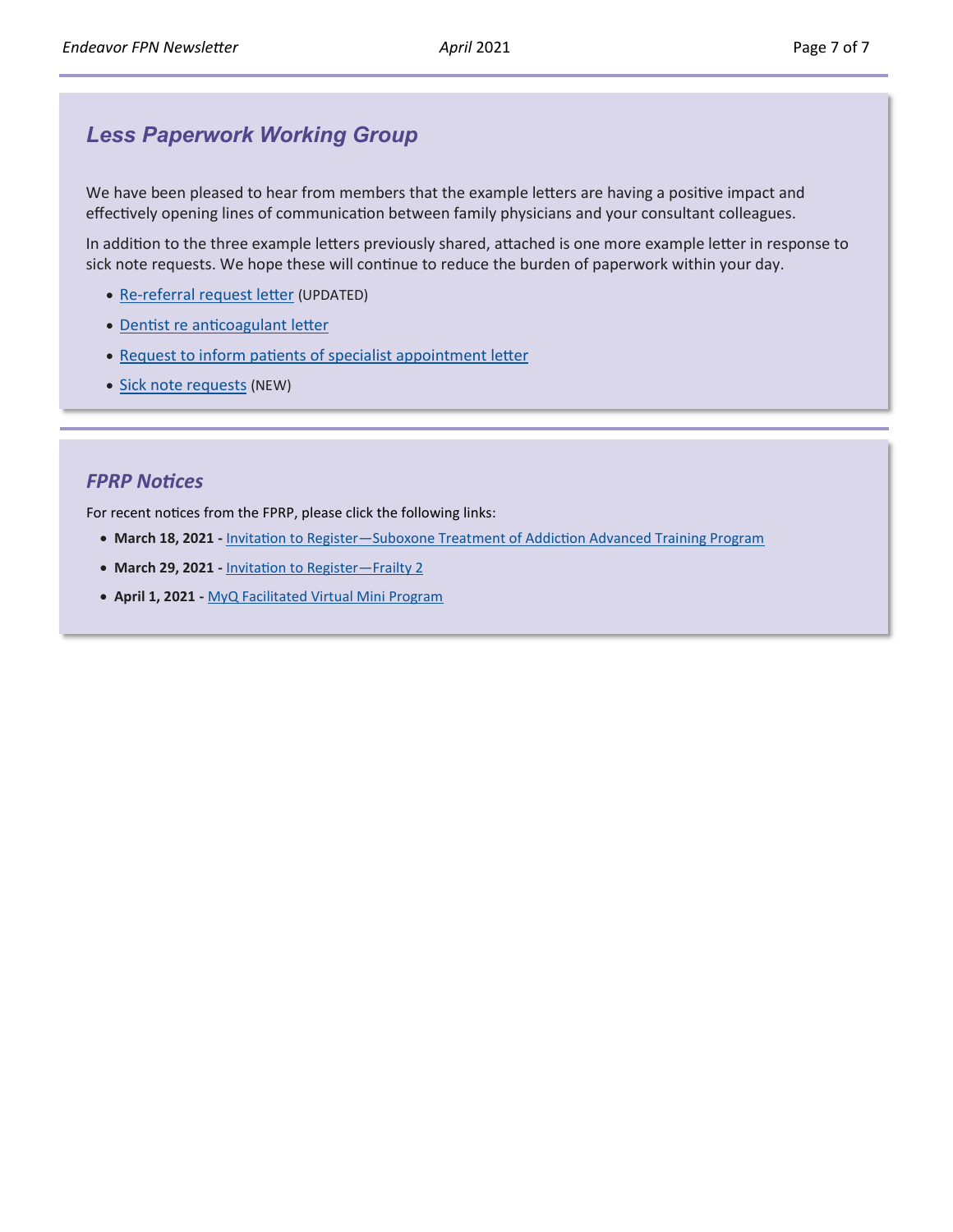## *Less Paperwork Working Group*

We have been pleased to hear from members that the example letters are having a positive impact and effectively opening lines of communication between family physicians and your consultant colleagues.

In addition to the three example letters previously shared, attached is one more example letter in response to sick note requests. We hope these will continue to reduce the burden of paperwork within your day.

- Re-referral request letter (UPDATED)
- Dentist re anticoagulant letter
- Request to inform patients of specialist appointment letter
- Sick note requests (NEW)

## *FPRP Notices*

For recent notices from the FPRP, please click the following links:

- **March 18, 2021 -** Invitation to Register—Suboxone Treatment of Addiction Advanced Training Program
- **March 29, 2021 -** Invitation to Register—Frailty 2
- **April 1, 2021 -** MyQ Facilitated Virtual Mini Program